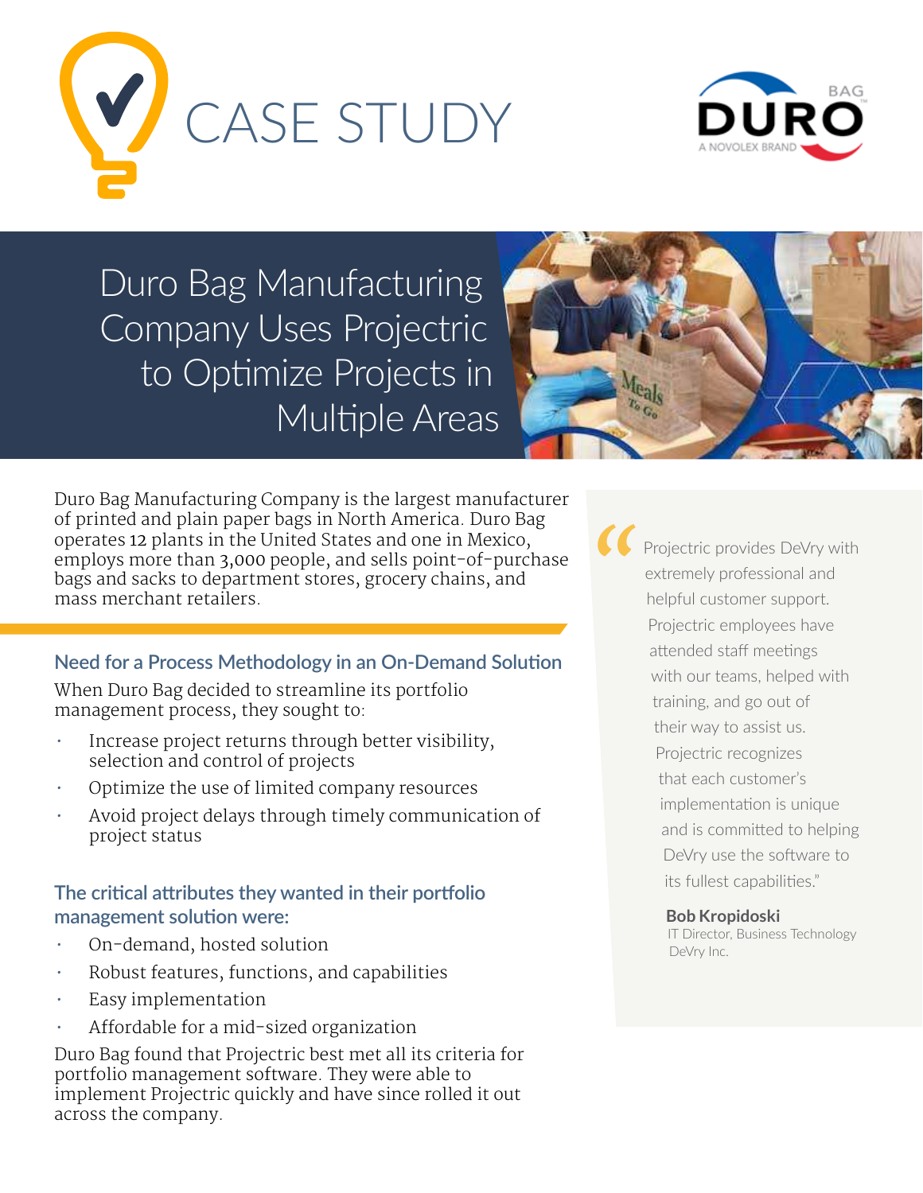# CASE STUDY

## Duro Bag Manufacturing Company Uses Projectric to Optimize Projects in Multiple Areas

Duro Bag Manufacturing Company is the largest manufacturer of printed and plain paper bags in North America. Duro Bag operates 12 plants in the United States and one in Mexico, employs more than 3,000 people, and sells point-of-purchase bags and sacks to department stores, grocery chains, and mass merchant retailers.

### Need for a Process Methodology in an On-Demand Solution

When Duro Bag decided to streamline its portfolio management process, they sought to:

- Increase project returns through better visibility, selection and control of projects
- Optimize the use of limited company resources
- Avoid project delays through timely communication of project status

### The critical attributes they wanted in their portfolio management solution were:

- On-demand, hosted solution
- Robust features, functions, and capabilities
- Easy implementation
- Affordable for a mid-sized organization

Duro Bag found that Projectric best met all its criteria for portfolio management software. They were able to implement Projectric quickly and have since rolled it out across the company.

> "Projectric provides DeVry with extremely professional and helpful customer support. Projectric employees have attended staff meetings with our teams, helped with training, and go out of their way to assist us. Projectric recognizes that each customer's implementation is unique and is committed to helping DeVry use the software to its fullest capabilities."
>
> **Bob Kropidoski**
> IT Director, Business Technology
> DeVry Inc.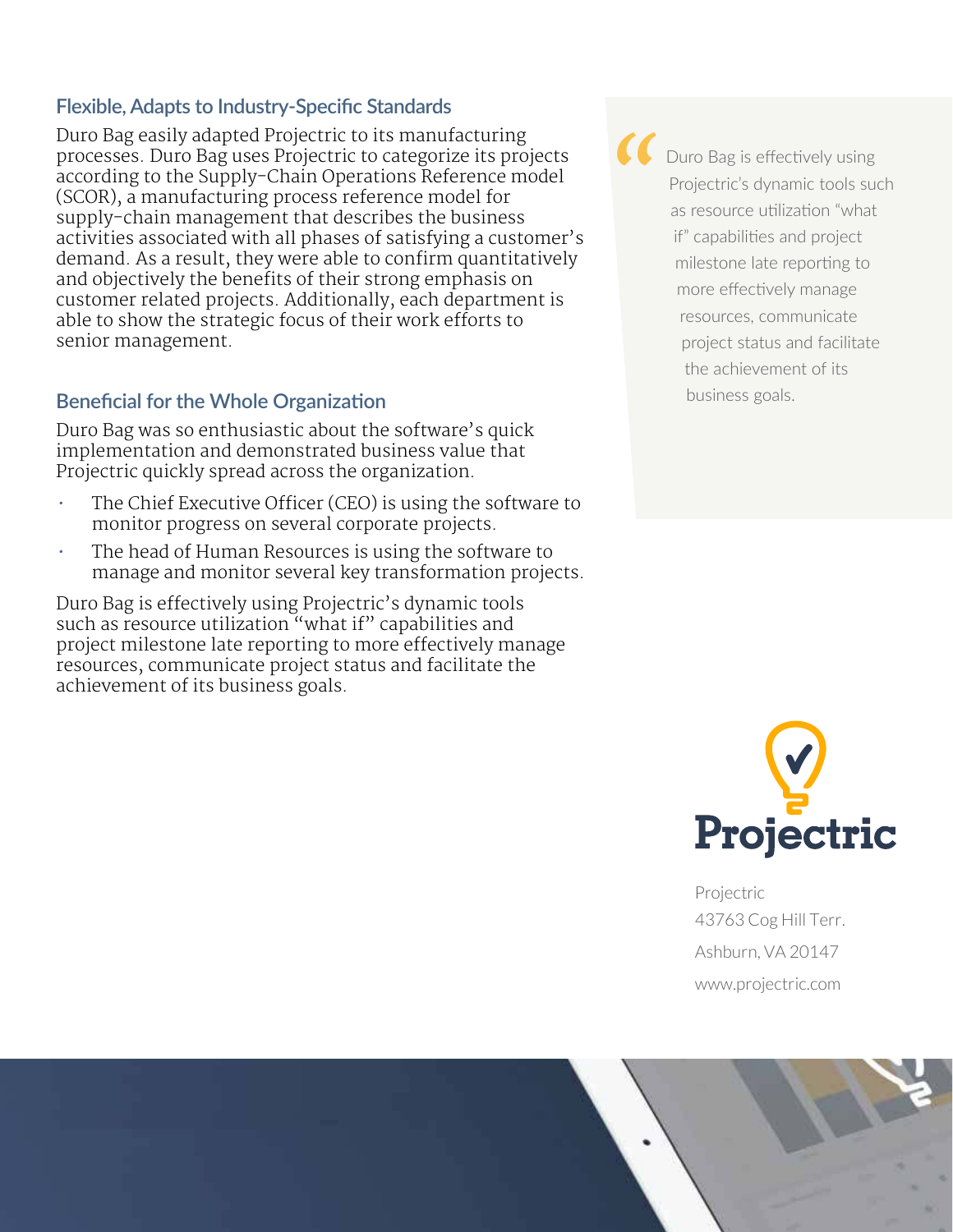### Flexible, Adapts to Industry-Specific Standards

Duro Bag easily adapted Projectric to its manufacturing processes. Duro Bag uses Projectric to categorize its projects according to the Supply-Chain Operations Reference model (SCOR), a manufacturing process reference model for supply-chain management that describes the business activities associated with all phases of satisfying a customer's demand. As a result, they were able to confirm quantitatively and objectively the benefits of their strong emphasis on customer related projects. Additionally, each department is able to show the strategic focus of their work efforts to senior management.

### Beneficial for the Whole Organization

Duro Bag was so enthusiastic about the software's quick implementation and demonstrated business value that Projectric quickly spread across the organization.

- The Chief Executive Officer (CEO) is using the software to monitor progress on several corporate projects.
- The head of Human Resources is using the software to manage and monitor several key transformation projects.

Duro Bag is effectively using Projectric's dynamic tools such as resource utilization "what if" capabilities and project milestone late reporting to more effectively manage resources, communicate project status and facilitate the achievement of its business goals.

> "Duro Bag is effectively using Projectric's dynamic tools such as resource utilization "what if" capabilities and project milestone late reporting to more effectively manage resources, communicate project status and facilitate the achievement of its business goals.

Projectric

Projectric
43763 Cog Hill Terr.
Ashburn, VA 20147
www.projectric.com